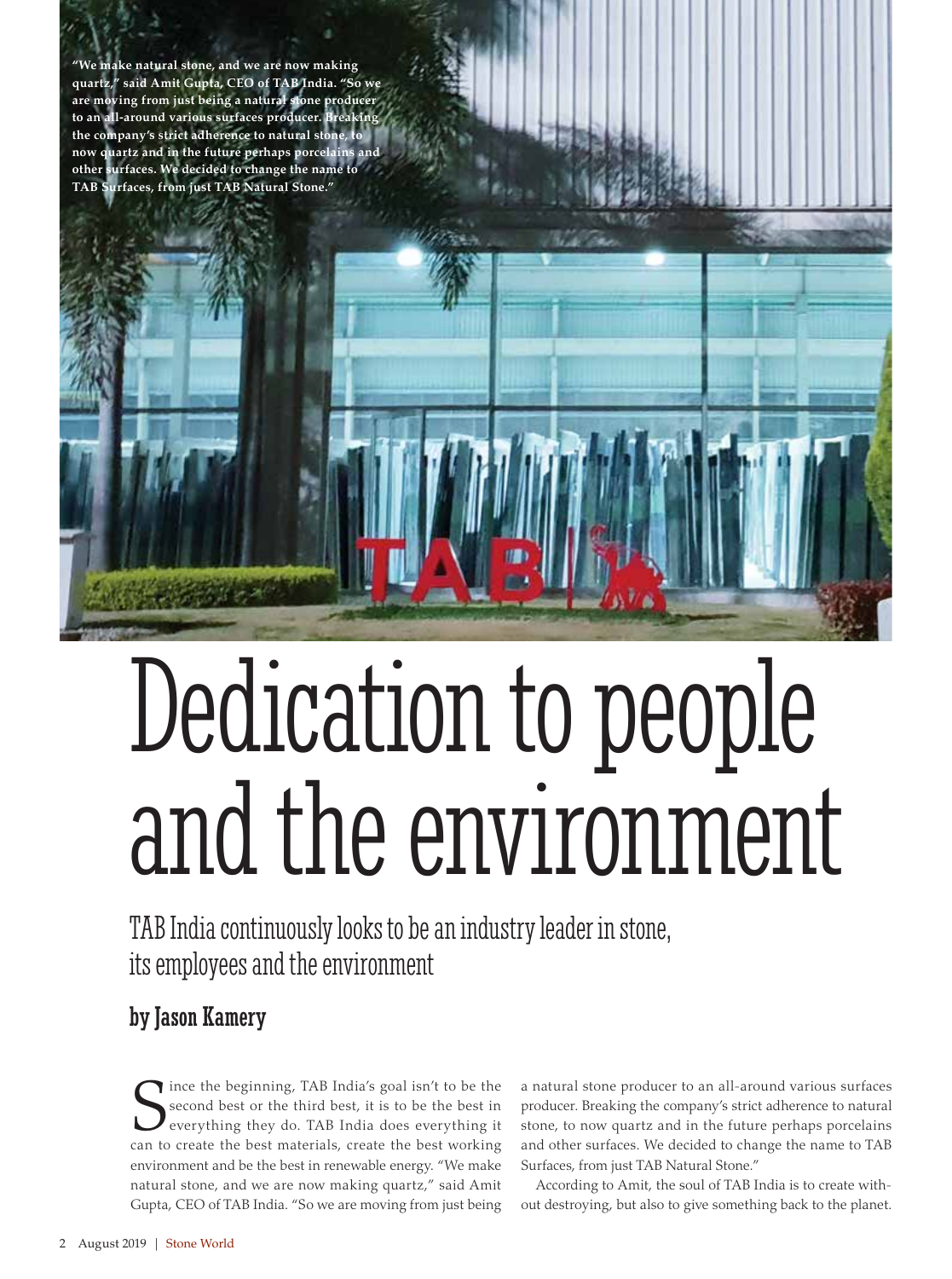"We make natural stone, and we are now making quartz," said Amit Gupta, CEO of TAB India. "So we are moving from just being a natural stone producer to an all-around various surfaces producer. Breaking the company's strict adherence to natural stone, to now quartz and in the future perhaps porcelains and other surfaces. We decided to change the name to TAB Surfaces, from just TAB Natural Stone."

# Dedication to people and the environment

## TAB India continuously looks to be an industry leader in stone, its employees and the environment

### by Jason Kamery

Since the beginning, TAB India's goal isn't to be the second best or the third best, it is to be the best in everything they do. TAB India does everything it can to create the best materials, create the best working environment and be the best in renewable energy. "We make natural stone, and we are now making quartz," said Amit Gupta, CEO of TAB India. "So we are moving from just being a natural stone producer to an all-around various surfaces producer. Breaking the company's strict adherence to natural stone, to now quartz and in the future perhaps porcelains and other surfaces. We decided to change the name to TAB Surfaces, from just TAB Natural Stone."

According to Amit, the soul of TAB India is to create without destroying, but also to give something back to the planet.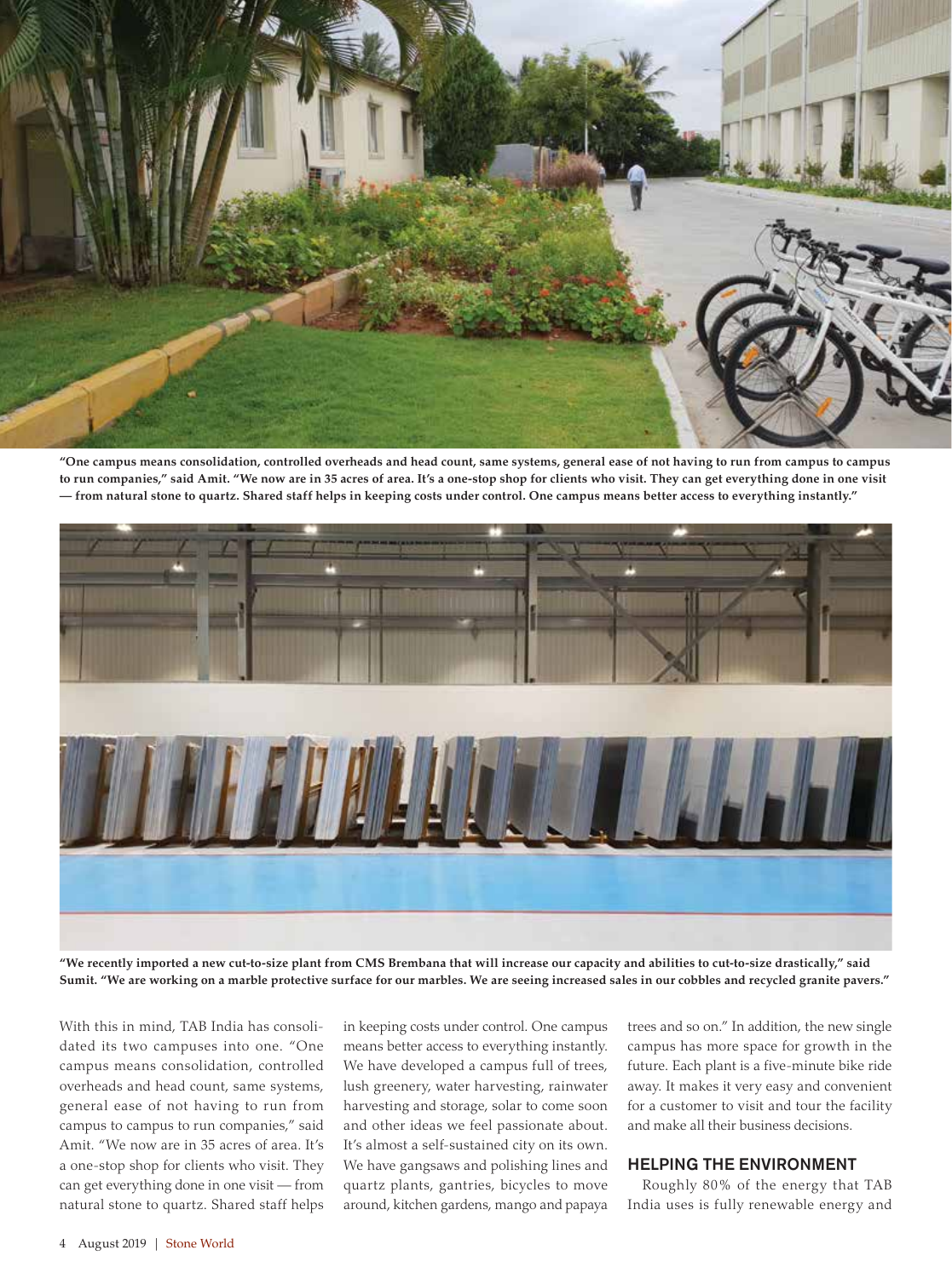**"One campus means consolidation, controlled overheads and head count, same systems, general ease of not having to run from campus to campus to run companies," said Amit. "We now are in 35 acres of area. It's a one-stop shop for clients who visit. They can get everything done in one visit — from natural stone to quartz. Shared staff helps in keeping costs under control. One campus means better access to everything instantly."**

**"We recently imported a new cut-to-size plant from CMS Brembana that will increase our capacity and abilities to cut-to-size drastically," said Sumit. "We are working on a marble protective surface for our marbles. We are seeing increased sales in our cobbles and recycled granite pavers."**

With this in mind, TAB India has consolidated its two campuses into one. "One campus means consolidation, controlled overheads and head count, same systems, general ease of not having to run from campus to campus to run companies," said Amit. "We now are in 35 acres of area. It's a one-stop shop for clients who visit. They can get everything done in one visit — from natural stone to quartz. Shared staff helps in keeping costs under control. One campus means better access to everything instantly. We have developed a campus full of trees, lush greenery, water harvesting, rainwater harvesting and storage, solar to come soon and other ideas we feel passionate about. It's almost a self-sustained city on its own. We have gangsaws and polishing lines and quartz plants, gantries, bicycles to move around, kitchen gardens, mango and papaya trees and so on." In addition, the new single campus has more space for growth in the future. Each plant is a five-minute bike ride away. It makes it very easy and convenient for a customer to visit and tour the facility and make all their business decisions.

## HELPING THE ENVIRONMENT

Roughly 80% of the energy that TAB India uses is fully renewable energy and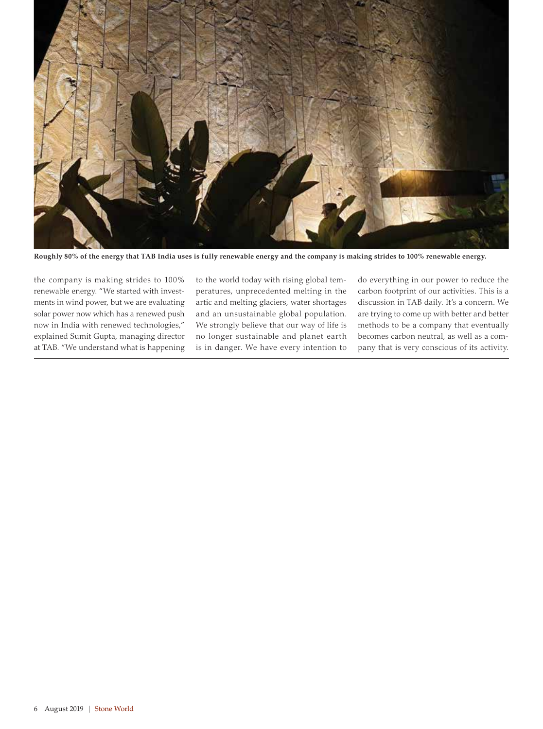**Roughly 80% of the energy that TAB India uses is fully renewable energy and the company is making strides to 100% renewable energy.**

the company is making strides to 100% renewable energy. "We started with investments in wind power, but we are evaluating solar power now which has a renewed push now in India with renewed technologies," explained Sumit Gupta, managing director at TAB. "We understand what is happening to the world today with rising global temperatures, unprecedented melting in the artic and melting glaciers, water shortages and an unsustainable global population. We strongly believe that our way of life is no longer sustainable and planet earth is in danger. We have every intention to do everything in our power to reduce the carbon footprint of our activities. This is a discussion in TAB daily. It's a concern. We are trying to come up with better and better methods to be a company that eventually becomes carbon neutral, as well as a company that is very conscious of its activity.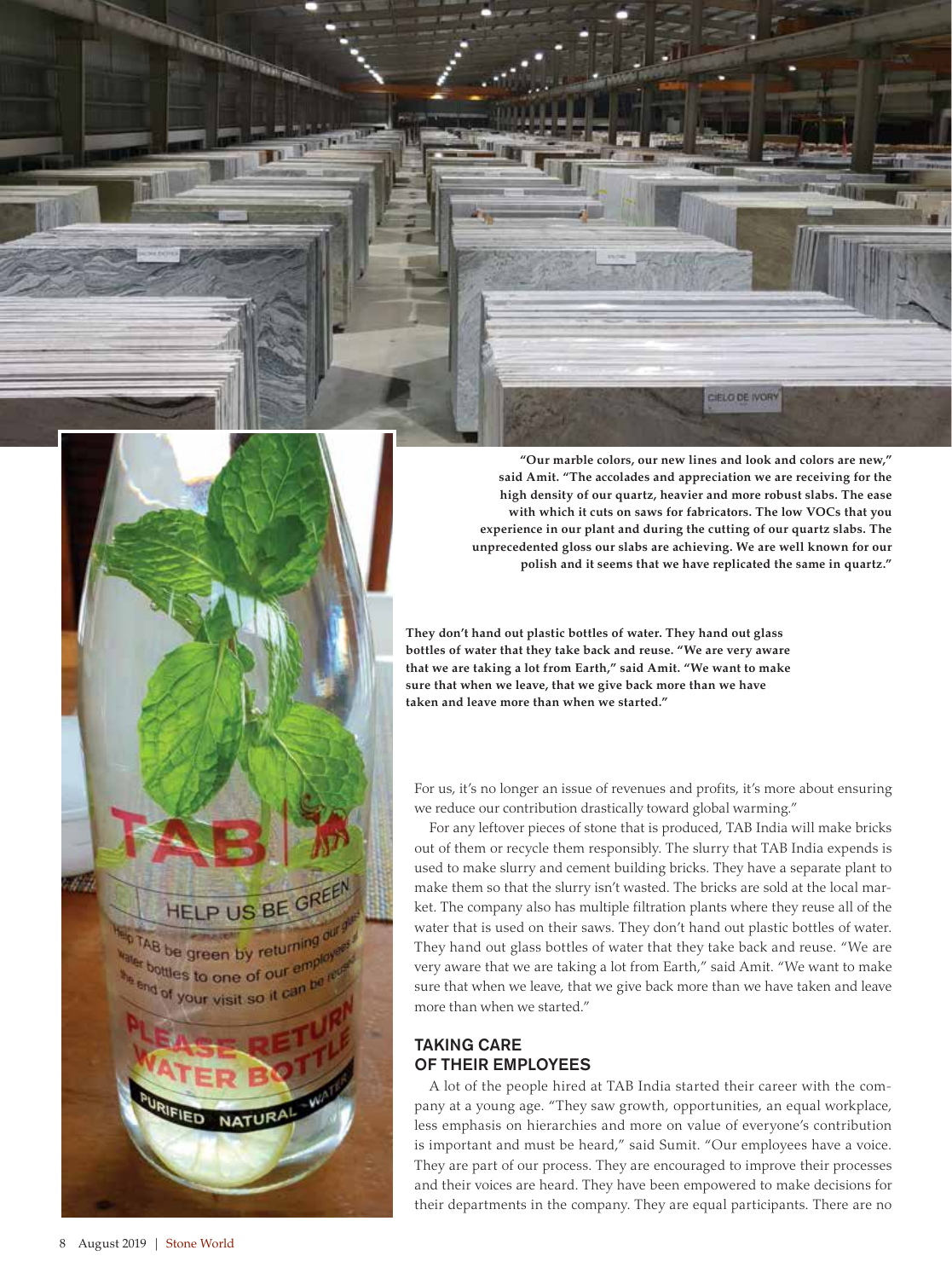**"Our marble colors, our new lines and look and colors are new," said Amit. "The accolades and appreciation we are receiving for the high density of our quartz, heavier and more robust slabs. The ease with which it cuts on saws for fabricators. The low VOCs that you experience in our plant and during the cutting of our quartz slabs. The unprecedented gloss our slabs are achieving. We are well known for our polish and it seems that we have replicated the same in quartz."**

**They don't hand out plastic bottles of water. They hand out glass bottles of water that they take back and reuse. "We are very aware that we are taking a lot from Earth," said Amit. "We want to make sure that when we leave, that we give back more than we have taken and leave more than when we started."**

For us, it's no longer an issue of revenues and profits, it's more about ensuring we reduce our contribution drastically toward global warming."

For any leftover pieces of stone that is produced, TAB India will make bricks out of them or recycle them responsibly. The slurry that TAB India expends is used to make slurry and cement building bricks. They have a separate plant to make them so that the slurry isn't wasted. The bricks are sold at the local market. The company also has multiple filtration plants where they reuse all of the water that is used on their saws. They don't hand out plastic bottles of water. They hand out glass bottles of water that they take back and reuse. "We are very aware that we are taking a lot from Earth," said Amit. "We want to make sure that when we leave, that we give back more than we have taken and leave more than when we started."

## TAKING CARE OF THEIR EMPLOYEES

A lot of the people hired at TAB India started their career with the company at a young age. "They saw growth, opportunities, an equal workplace, less emphasis on hierarchies and more on value of everyone's contribution is important and must be heard," said Sumit. "Our employees have a voice. They are part of our process. They are encouraged to improve their processes and their voices are heard. They have been empowered to make decisions for their departments in the company. They are equal participants. There are no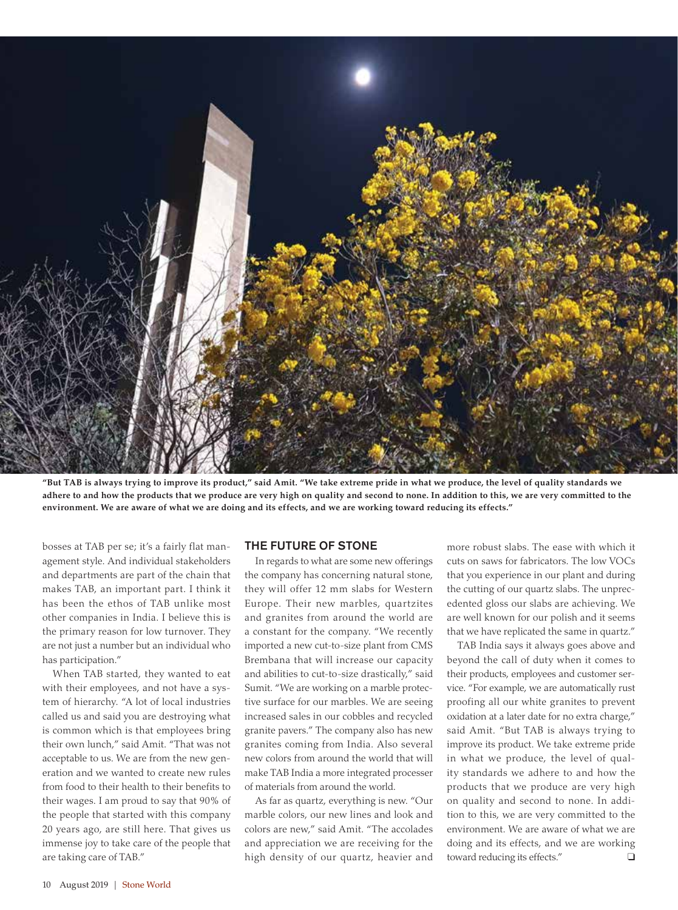**"But TAB is always trying to improve its product," said Amit. "We take extreme pride in what we produce, the level of quality standards we adhere to and how the products that we produce are very high on quality and second to none. In addition to this, we are very committed to the environment. We are aware of what we are doing and its effects, and we are working toward reducing its effects."**

bosses at TAB per se; it's a fairly flat management style. And individual stakeholders and departments are part of the chain that makes TAB, an important part. I think it has been the ethos of TAB unlike most other companies in India. I believe this is the primary reason for low turnover. They are not just a number but an individual who has participation."

When TAB started, they wanted to eat with their employees, and not have a system of hierarchy. "A lot of local industries called us and said you are destroying what is common which is that employees bring their own lunch," said Amit. "That was not acceptable to us. We are from the new generation and we wanted to create new rules from food to their health to their benefits to their wages. I am proud to say that 90% of the people that started with this company 20 years ago, are still here. That gives us immense joy to take care of the people that are taking care of TAB."

## THE FUTURE OF STONE

In regards to what are some new offerings the company has concerning natural stone, they will offer 12 mm slabs for Western Europe. Their new marbles, quartzites and granites from around the world are a constant for the company. "We recently imported a new cut-to-size plant from CMS Brembana that will increase our capacity and abilities to cut-to-size drastically," said Sumit. "We are working on a marble protective surface for our marbles. We are seeing increased sales in our cobbles and recycled granite pavers." The company also has new granites coming from India. Also several new colors from around the world that will make TAB India a more integrated processer of materials from around the world.

As far as quartz, everything is new. "Our marble colors, our new lines and look and colors are new," said Amit. "The accolades and appreciation we are receiving for the high density of our quartz, heavier and more robust slabs. The ease with which it cuts on saws for fabricators. The low VOCs that you experience in our plant and during the cutting of our quartz slabs. The unprecedented gloss our slabs are achieving. We are well known for our polish and it seems that we have replicated the same in quartz."

TAB India says it always goes above and beyond the call of duty when it comes to their products, employees and customer service. "For example, we are automatically rust proofing all our white granites to prevent oxidation at a later date for no extra charge," said Amit. "But TAB is always trying to improve its product. We take extreme pride in what we produce, the level of quality standards we adhere to and how the products that we produce are very high on quality and second to none. In addition to this, we are very committed to the environment. We are aware of what we are doing and its effects, and we are working toward reducing its effects." ❑